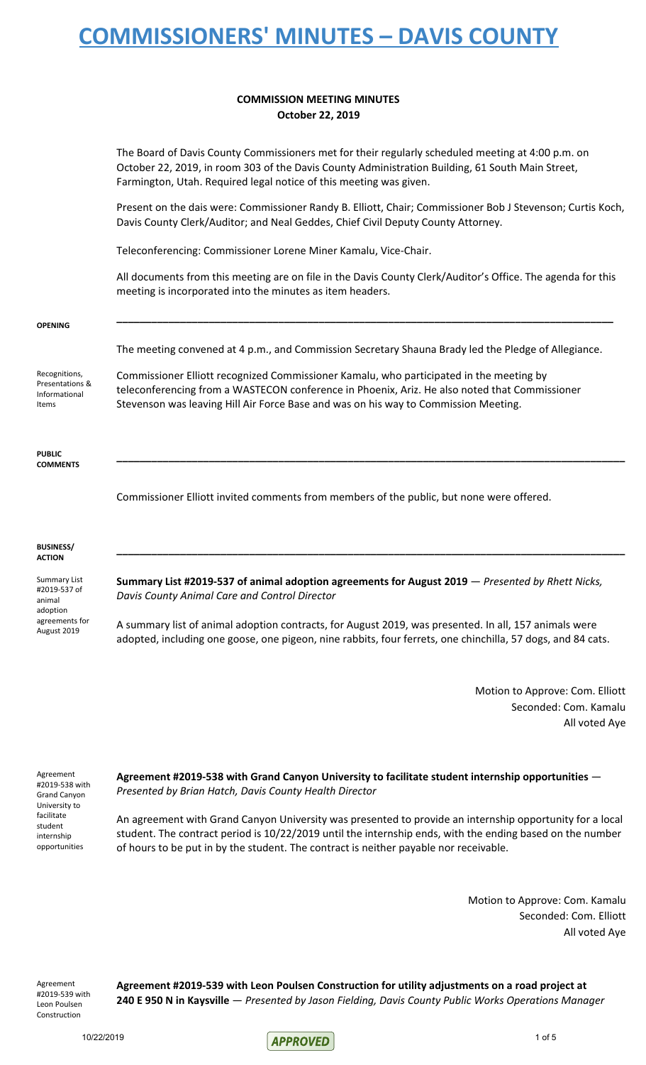# COMMISSIONERS' MINUTES – DAVIS COUNTY

**COMMISSION MEETING MINUTES**
**October 22, 2019**

The Board of Davis County Commissioners met for their regularly scheduled meeting at 4:00 p.m. on October 22, 2019, in room 303 of the Davis County Administration Building, 61 South Main Street, Farmington, Utah. Required legal notice of this meeting was given.

Present on the dais were: Commissioner Randy B. Elliott, Chair; Commissioner Bob J Stevenson; Curtis Koch, Davis County Clerk/Auditor; and Neal Geddes, Chief Civil Deputy County Attorney.

Teleconferencing: Commissioner Lorene Miner Kamalu, Vice-Chair.

All documents from this meeting are on file in the Davis County Clerk/Auditor's Office. The agenda for this meeting is incorporated into the minutes as item headers.

---

**OPENING**

The meeting convened at 4 p.m., and Commission Secretary Shauna Brady led the Pledge of Allegiance.

*Recognitions, Presentations & Informational Items*

Commissioner Elliott recognized Commissioner Kamalu, who participated in the meeting by teleconferencing from a WASTECON conference in Phoenix, Ariz. He also noted that Commissioner Stevenson was leaving Hill Air Force Base and was on his way to Commission Meeting.

---

**PUBLIC COMMENTS**

Commissioner Elliott invited comments from members of the public, but none were offered.

---

**BUSINESS/ ACTION**

*Summary List #2019-537 of animal adoption agreements for August 2019*

**Summary List #2019-537 of animal adoption agreements for August 2019** — *Presented by Rhett Nicks, Davis County Animal Care and Control Director*

A summary list of animal adoption contracts, for August 2019, was presented. In all, 157 animals were adopted, including one goose, one pigeon, nine rabbits, four ferrets, one chinchilla, 57 dogs, and 84 cats.

Motion to Approve: Com. Elliott
Seconded: Com. Kamalu
All voted Aye

*Agreement #2019-538 with Grand Canyon University to facilitate student internship opportunities*

**Agreement #2019-538 with Grand Canyon University to facilitate student internship opportunities** — *Presented by Brian Hatch, Davis County Health Director*

An agreement with Grand Canyon University was presented to provide an internship opportunity for a local student. The contract period is 10/22/2019 until the internship ends, with the ending based on the number of hours to be put in by the student. The contract is neither payable nor receivable.

Motion to Approve: Com. Kamalu
Seconded: Com. Elliott
All voted Aye

*Agreement #2019-539 with Leon Poulsen Construction*

**Agreement #2019-539 with Leon Poulsen Construction for utility adjustments on a road project at 240 E 950 N in Kaysville** — *Presented by Jason Fielding, Davis County Public Works Operations Manager*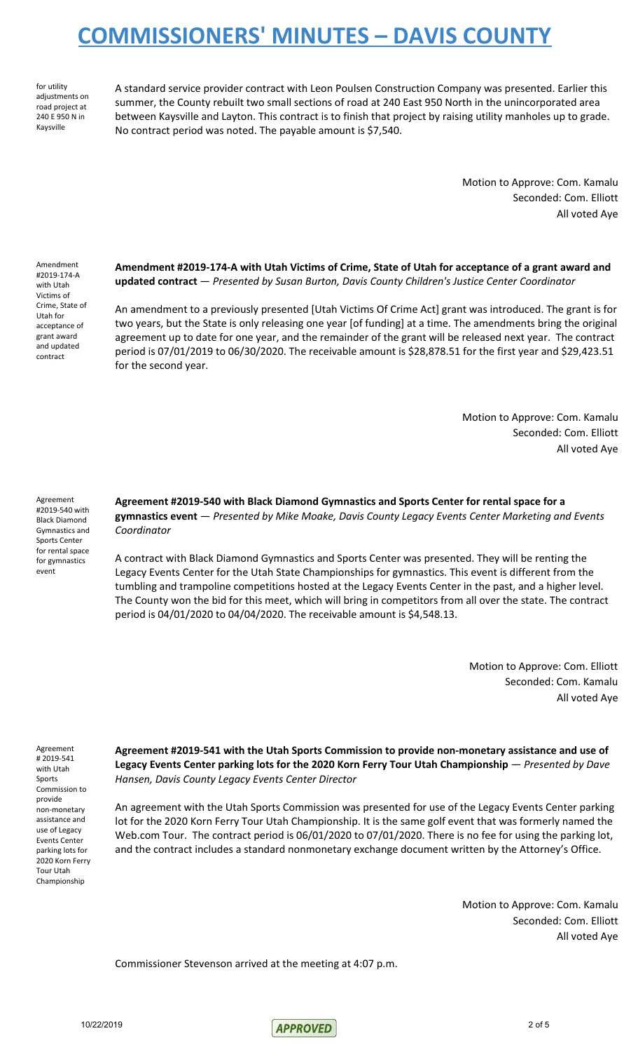for utility adjustments on road project at 240 E 950 N in Kaysville

A standard service provider contract with Leon Poulsen Construction Company was presented. Earlier this summer, the County rebuilt two small sections of road at 240 East 950 North in the unincorporated area between Kaysville and Layton. This contract is to finish that project by raising utility manholes up to grade. No contract period was noted. The payable amount is $7,540.

Motion to Approve: Com. Kamalu
Seconded: Com. Elliott
All voted Aye

Amendment #2019-174-A with Utah Victims of Crime, State of Utah for acceptance of grant award and updated contract

**Amendment #2019-174-A with Utah Victims of Crime, State of Utah for acceptance of a grant award and updated contract** — *Presented by Susan Burton, Davis County Children's Justice Center Coordinator*

An amendment to a previously presented [Utah Victims Of Crime Act] grant was introduced. The grant is for two years, but the State is only releasing one year [of funding] at a time. The amendments bring the original agreement up to date for one year, and the remainder of the grant will be released next year. The contract period is 07/01/2019 to 06/30/2020. The receivable amount is $28,878.51 for the first year and $29,423.51 for the second year.

Motion to Approve: Com. Kamalu
Seconded: Com. Elliott
All voted Aye

Agreement #2019-540 with Black Diamond Gymnastics and Sports Center for rental space for gymnastics event

**Agreement #2019-540 with Black Diamond Gymnastics and Sports Center for rental space for a gymnastics event** — *Presented by Mike Moake, Davis County Legacy Events Center Marketing and Events Coordinator*

A contract with Black Diamond Gymnastics and Sports Center was presented. They will be renting the Legacy Events Center for the Utah State Championships for gymnastics. This event is different from the tumbling and trampoline competitions hosted at the Legacy Events Center in the past, and a higher level. The County won the bid for this meet, which will bring in competitors from all over the state. The contract period is 04/01/2020 to 04/04/2020. The receivable amount is $4,548.13.

Motion to Approve: Com. Elliott
Seconded: Com. Kamalu
All voted Aye

Agreement # 2019-541 with Utah Sports Commission to provide non-monetary assistance and use of Legacy Events Center parking lots for 2020 Korn Ferry Tour Utah Championship

**Agreement #2019-541 with the Utah Sports Commission to provide non-monetary assistance and use of Legacy Events Center parking lots for the 2020 Korn Ferry Tour Utah Championship** — *Presented by Dave Hansen, Davis County Legacy Events Center Director*

An agreement with the Utah Sports Commission was presented for use of the Legacy Events Center parking lot for the 2020 Korn Ferry Tour Utah Championship. It is the same golf event that was formerly named the Web.com Tour. The contract period is 06/01/2020 to 07/01/2020. There is no fee for using the parking lot, and the contract includes a standard nonmonetary exchange document written by the Attorney's Office.

Motion to Approve: Com. Kamalu
Seconded: Com. Elliott
All voted Aye

Commissioner Stevenson arrived at the meeting at 4:07 p.m.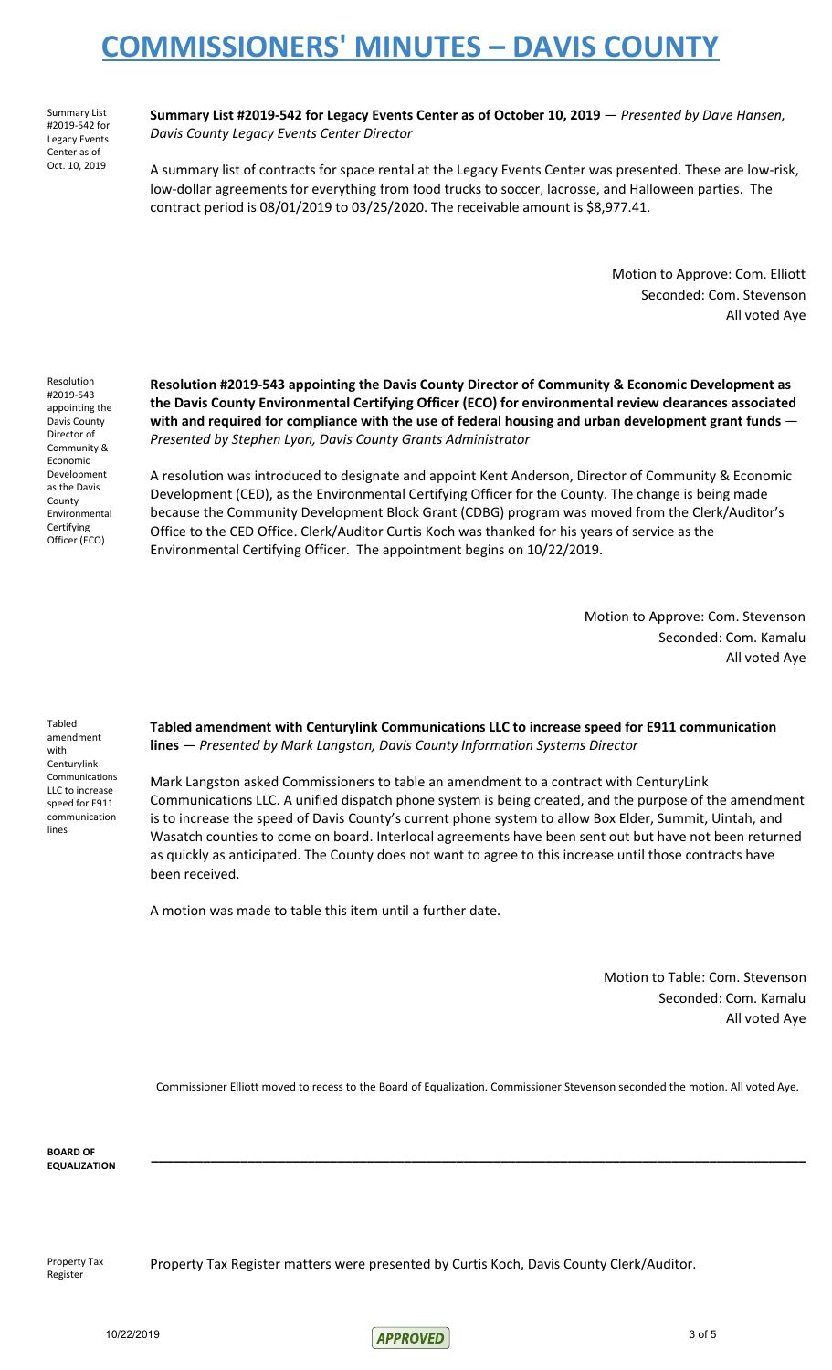Summary List #2019-542 for Legacy Events Center as of Oct. 10, 2019

**Summary List #2019-542 for Legacy Events Center as of October 10, 2019** — *Presented by Dave Hansen, Davis County Legacy Events Center Director*

A summary list of contracts for space rental at the Legacy Events Center was presented. These are low-risk, low-dollar agreements for everything from food trucks to soccer, lacrosse, and Halloween parties. The contract period is 08/01/2019 to 03/25/2020. The receivable amount is $8,977.41.

Motion to Approve: Com. Elliott
Seconded: Com. Stevenson
All voted Aye

Resolution #2019-543 appointing the Davis County Director of Community & Economic Development as the Davis County Environmental Certifying Officer (ECO)

**Resolution #2019-543 appointing the Davis County Director of Community & Economic Development as the Davis County Environmental Certifying Officer (ECO) for environmental review clearances associated with and required for compliance with the use of federal housing and urban development grant funds** — *Presented by Stephen Lyon, Davis County Grants Administrator*

A resolution was introduced to designate and appoint Kent Anderson, Director of Community & Economic Development (CED), as the Environmental Certifying Officer for the County. The change is being made because the Community Development Block Grant (CDBG) program was moved from the Clerk/Auditor's Office to the CED Office. Clerk/Auditor Curtis Koch was thanked for his years of service as the Environmental Certifying Officer. The appointment begins on 10/22/2019.

Motion to Approve: Com. Stevenson
Seconded: Com. Kamalu
All voted Aye

Tabled amendment with Centurylink Communications LLC to increase speed for E911 communication lines

**Tabled amendment with Centurylink Communications LLC to increase speed for E911 communication lines** — *Presented by Mark Langston, Davis County Information Systems Director*

Mark Langston asked Commissioners to table an amendment to a contract with CenturyLink Communications LLC. A unified dispatch phone system is being created, and the purpose of the amendment is to increase the speed of Davis County's current phone system to allow Box Elder, Summit, Uintah, and Wasatch counties to come on board. Interlocal agreements have been sent out but have not been returned as quickly as anticipated. The County does not want to agree to this increase until those contracts have been received.

A motion was made to table this item until a further date.

Motion to Table: Com. Stevenson
Seconded: Com. Kamalu
All voted Aye

Commissioner Elliott moved to recess to the Board of Equalization. Commissioner Stevenson seconded the motion. All voted Aye.

**BOARD OF EQUALIZATION**

---

Property Tax Register

Property Tax Register matters were presented by Curtis Koch, Davis County Clerk/Auditor.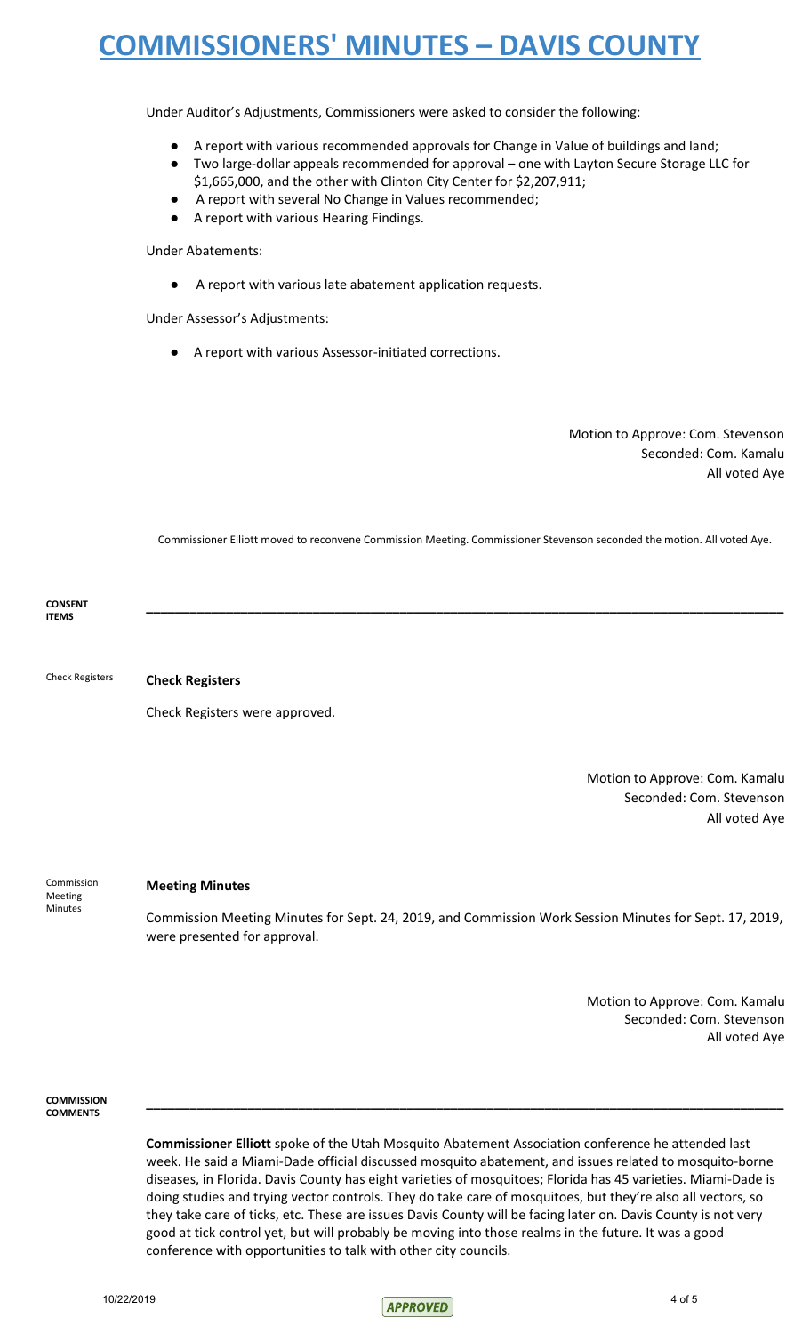Under Auditor's Adjustments, Commissioners were asked to consider the following:

- A report with various recommended approvals for Change in Value of buildings and land;
- Two large-dollar appeals recommended for approval – one with Layton Secure Storage LLC for $1,665,000, and the other with Clinton City Center for $2,207,911;
- A report with several No Change in Values recommended;
- A report with various Hearing Findings.

Under Abatements:

- A report with various late abatement application requests.

Under Assessor's Adjustments:

- A report with various Assessor-initiated corrections.

Motion to Approve: Com. Stevenson
Seconded: Com. Kamalu
All voted Aye

Commissioner Elliott moved to reconvene Commission Meeting. Commissioner Stevenson seconded the motion. All voted Aye.

**CONSENT ITEMS**

---

Check Registers

**Check Registers**

Check Registers were approved.

Motion to Approve: Com. Kamalu
Seconded: Com. Stevenson
All voted Aye

Commission Meeting Minutes

**Meeting Minutes**

Commission Meeting Minutes for Sept. 24, 2019, and Commission Work Session Minutes for Sept. 17, 2019, were presented for approval.

Motion to Approve: Com. Kamalu
Seconded: Com. Stevenson
All voted Aye

**COMMISSION COMMENTS**

---

**Commissioner Elliott** spoke of the Utah Mosquito Abatement Association conference he attended last week. He said a Miami-Dade official discussed mosquito abatement, and issues related to mosquito-borne diseases, in Florida. Davis County has eight varieties of mosquitoes; Florida has 45 varieties. Miami-Dade is doing studies and trying vector controls. They do take care of mosquitoes, but they're also all vectors, so they take care of ticks, etc. These are issues Davis County will be facing later on. Davis County is not very good at tick control yet, but will probably be moving into those realms in the future. It was a good conference with opportunities to talk with other city councils.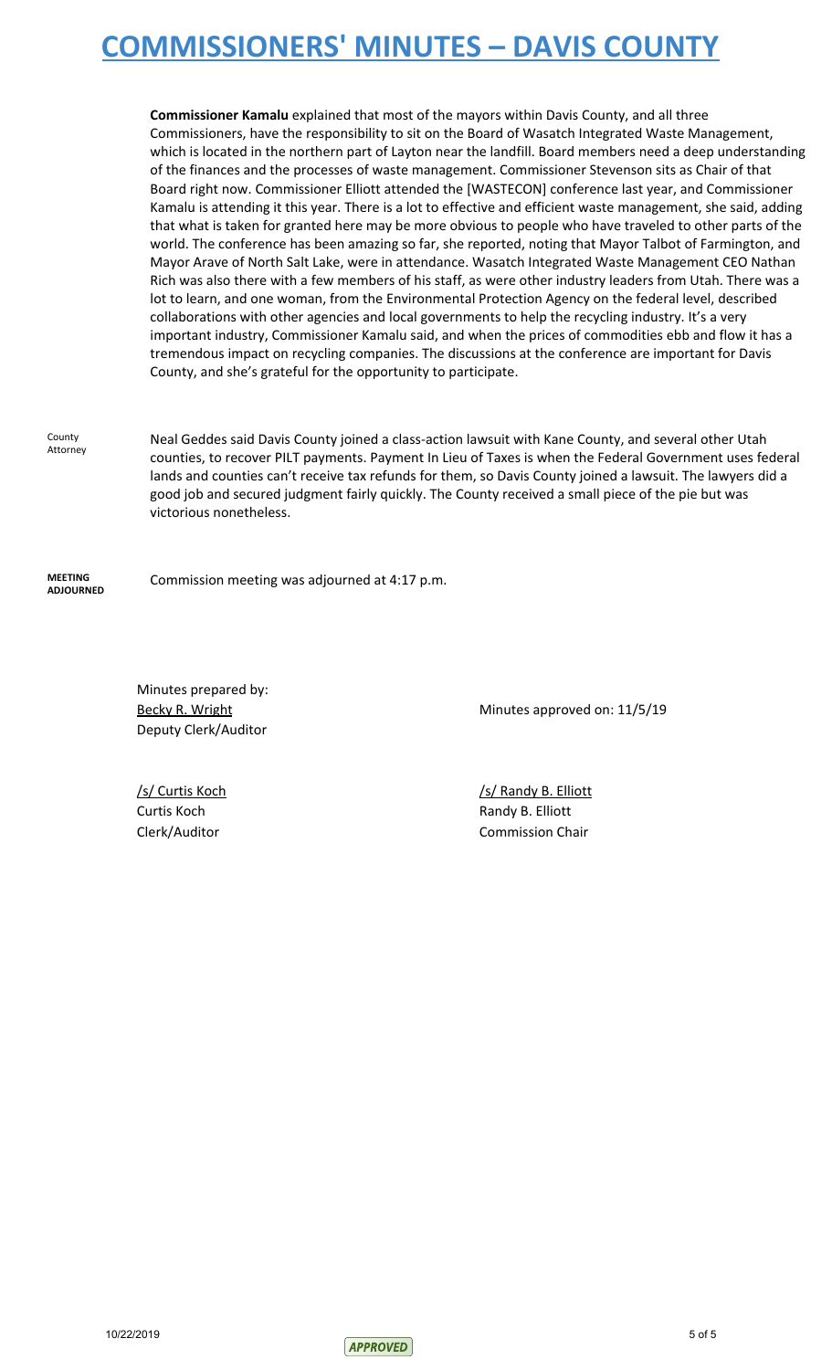**Commissioner Kamalu** explained that most of the mayors within Davis County, and all three Commissioners, have the responsibility to sit on the Board of Wasatch Integrated Waste Management, which is located in the northern part of Layton near the landfill. Board members need a deep understanding of the finances and the processes of waste management. Commissioner Stevenson sits as Chair of that Board right now. Commissioner Elliott attended the [WASTECON] conference last year, and Commissioner Kamalu is attending it this year. There is a lot to effective and efficient waste management, she said, adding that what is taken for granted here may be more obvious to people who have traveled to other parts of the world. The conference has been amazing so far, she reported, noting that Mayor Talbot of Farmington, and Mayor Arave of North Salt Lake, were in attendance. Wasatch Integrated Waste Management CEO Nathan Rich was also there with a few members of his staff, as were other industry leaders from Utah. There was a lot to learn, and one woman, from the Environmental Protection Agency on the federal level, described collaborations with other agencies and local governments to help the recycling industry. It's a very important industry, Commissioner Kamalu said, and when the prices of commodities ebb and flow it has a tremendous impact on recycling companies. The discussions at the conference are important for Davis County, and she's grateful for the opportunity to participate.

County Attorney

Neal Geddes said Davis County joined a class-action lawsuit with Kane County, and several other Utah counties, to recover PILT payments. Payment In Lieu of Taxes is when the Federal Government uses federal lands and counties can't receive tax refunds for them, so Davis County joined a lawsuit. The lawyers did a good job and secured judgment fairly quickly. The County received a small piece of the pie but was victorious nonetheless.

**MEETING ADJOURNED**

Commission meeting was adjourned at 4:17 p.m.

Minutes prepared by:
Becky R. Wright
Deputy Clerk/Auditor

Minutes approved on: 11/5/19

/s/ Curtis Koch
Curtis Koch
Clerk/Auditor

/s/ Randy B. Elliott
Randy B. Elliott
Commission Chair